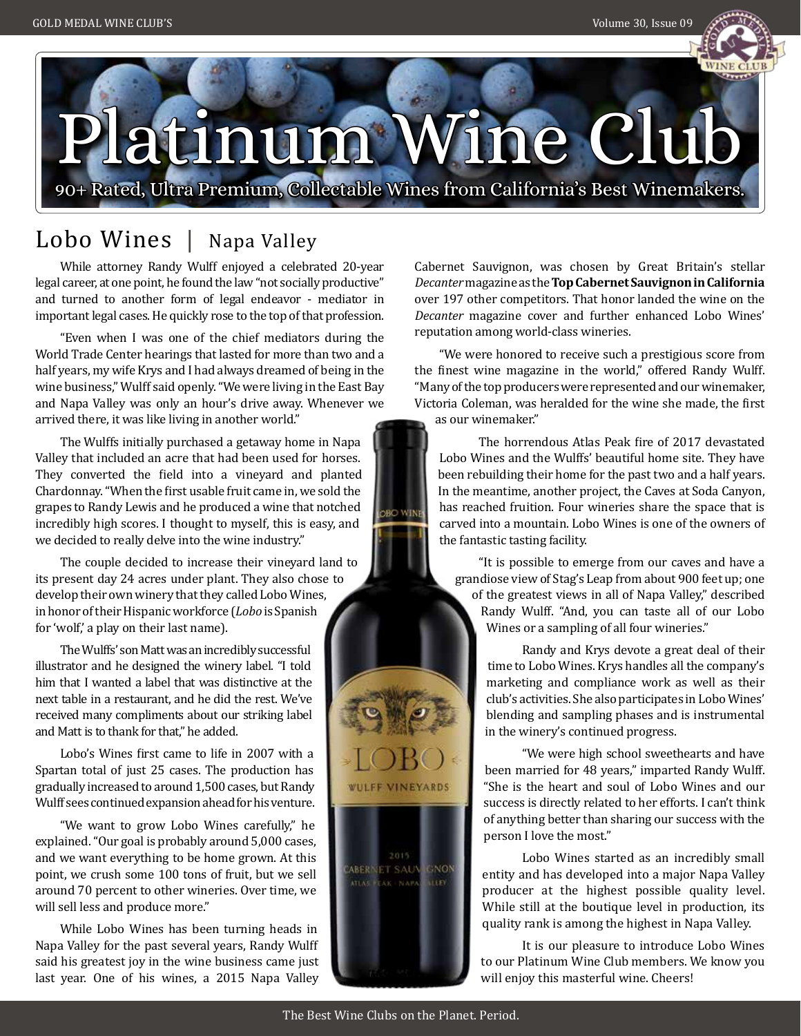# Platinum Wine Club

90+ Rated, Ultra Premium, Collectable Wines from California's Best Winemakers.

## Lobo Wines | Napa Valley

While attorney Randy Wulff enjoyed a celebrated 20-year legal career, at one point, he found the law "not socially productive" and turned to another form of legal endeavor - mediator in important legal cases. He quickly rose to the top of that profession.

"Even when I was one of the chief mediators during the World Trade Center hearings that lasted for more than two and a half years, my wife Krys and I had always dreamed of being in the wine business," Wulff said openly. "We were living in the East Bay and Napa Valley was only an hour's drive away. Whenever we arrived there, it was like living in another world."

The Wulffs initially purchased a getaway home in Napa Valley that included an acre that had been used for horses. They converted the field into a vineyard and planted Chardonnay. "When the first usable fruit came in, we sold the grapes to Randy Lewis and he produced a wine that notched incredibly high scores. I thought to myself, this is easy, and we decided to really delve into the wine industry."

The couple decided to increase their vineyard land to its present day 24 acres under plant. They also chose to develop their own winery that they called Lobo Wines, in honor of their Hispanic workforce (*Lobo* is Spanish for 'wolf,' a play on their last name).

The Wulffs' son Matt was an incredibly successful illustrator and he designed the winery label. "I told him that I wanted a label that was distinctive at the next table in a restaurant, and he did the rest. We've received many compliments about our striking label and Matt is to thank for that," he added.

Lobo's Wines first came to life in 2007 with a Spartan total of just 25 cases. The production has gradually increased to around 1,500 cases, but Randy Wulff sees continued expansion ahead for his venture.

"We want to grow Lobo Wines carefully," he explained. "Our goal is probably around 5,000 cases, and we want everything to be home grown. At this point, we crush some 100 tons of fruit, but we sell around 70 percent to other wineries. Over time, we will sell less and produce more."

While Lobo Wines has been turning heads in Napa Valley for the past several years, Randy Wulff said his greatest joy in the wine business came just last year. One of his wines, a 2015 Napa Valley Cabernet Sauvignon, was chosen by Great Britain's stellar *Decanter* magazine as the **Top Cabernet Sauvignon in California** over 197 other competitors. That honor landed the wine on the *Decanter* magazine cover and further enhanced Lobo Wines' reputation among world-class wineries.

"We were honored to receive such a prestigious score from the finest wine magazine in the world," offered Randy Wulff. "Many of the top producers were represented and our winemaker, Victoria Coleman, was heralded for the wine she made, the first as our winemaker."

The horrendous Atlas Peak fire of 2017 devastated Lobo Wines and the Wulffs' beautiful home site. They have been rebuilding their home for the past two and a half years. In the meantime, another project, the Caves at Soda Canyon, has reached fruition. Four wineries share the space that is carved into a mountain. Lobo Wines is one of the owners of the fantastic tasting facility.

"It is possible to emerge from our caves and have a grandiose view of Stag's Leap from about 900 feet up; one of the greatest views in all of Napa Valley," described Randy Wulff. "And, you can taste all of our Lobo Wines or a sampling of all four wineries."

Randy and Krys devote a great deal of their time to Lobo Wines. Krys handles all the company's marketing and compliance work as well as their club's activities. She also participates in Lobo Wines' blending and sampling phases and is instrumental in the winery's continued progress.

"We were high school sweethearts and have been married for 48 years," imparted Randy Wulff. "She is the heart and soul of Lobo Wines and our success is directly related to her efforts. I can't think of anything better than sharing our success with the person I love the most."

Lobo Wines started as an incredibly small entity and has developed into a major Napa Valley producer at the highest possible quality level. While still at the boutique level in production, its quality rank is among the highest in Napa Valley.

It is our pleasure to introduce Lobo Wines to our Platinum Wine Club members. We know you will enjoy this masterful wine. Cheers!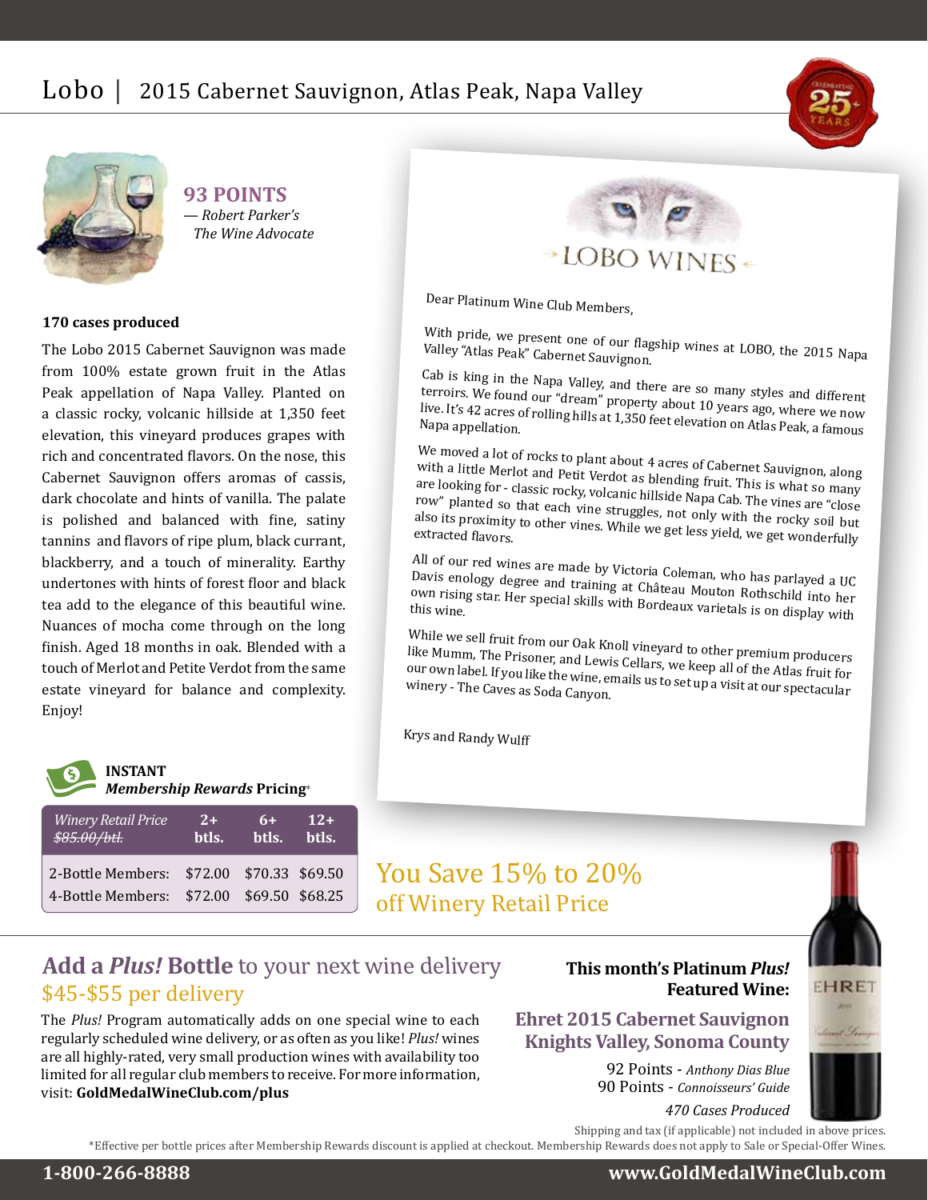# Lobo | 2015 Cabernet Sauvignon, Atlas Peak, Napa Valley

**93 POINTS**
*— Robert Parker's The Wine Advocate*

**170 cases produced**

The Lobo 2015 Cabernet Sauvignon was made from 100% estate grown fruit in the Atlas Peak appellation of Napa Valley. Planted on a classic rocky, volcanic hillside at 1,350 feet elevation, this vineyard produces grapes with rich and concentrated flavors. On the nose, this Cabernet Sauvignon offers aromas of cassis, dark chocolate and hints of vanilla. The palate is polished and balanced with fine, satiny tannins and flavors of ripe plum, black currant, blackberry, and a touch of minerality. Earthy undertones with hints of forest floor and black tea add to the elegance of this beautiful wine. Nuances of mocha come through on the long finish. Aged 18 months in oak. Blended with a touch of Merlot and Petite Verdot from the same estate vineyard for balance and complexity. Enjoy!

LOBO WINES

Dear Platinum Wine Club Members,

With pride, we present one of our flagship wines at LOBO, the 2015 Napa Valley "Atlas Peak" Cabernet Sauvignon.

Cab is king in the Napa Valley, and there are so many styles and different terroirs. We found our "dream" property about 10 years ago, where we now live. It's 42 acres of rolling hills at 1,350 feet elevation on Atlas Peak, a famous Napa appellation.

We moved a lot of rocks to plant about 4 acres of Cabernet Sauvignon, along with a little Merlot and Petit Verdot as blending fruit. This is what so many are looking for - classic rocky, volcanic hillside Napa Cab. The vines are "close row" planted so that each vine struggles, not only with the rocky soil but also its proximity to other vines. While we get less yield, we get wonderfully extracted flavors.

All of our red wines are made by Victoria Coleman, who has parlayed a UC Davis enology degree and training at Château Mouton Rothschild into her own rising star. Her special skills with Bordeaux varietals is on display with this wine.

While we sell fruit from our Oak Knoll vineyard to other premium producers like Mumm, The Prisoner, and Lewis Cellars, we keep all of the Atlas fruit for our own label. If you like the wine, emails us to set up a visit at our spectacular winery - The Caves as Soda Canyon.

Krys and Randy Wulff

**INSTANT**
***Membership Rewards* Pricing***

| *Winery Retail Price* ~~$85.00/btl.~~ | 2+ btls. | 6+ btls. | 12+ btls. |
|---|---|---|---|
| 2-Bottle Members: | $72.00 | $70.33 | $69.50 |
| 4-Bottle Members: | $72.00 | $69.50 | $68.25 |

You Save 15% to 20% off Winery Retail Price

## Add a *Plus!* Bottle to your next wine delivery
$45-$55 per delivery

The *Plus!* Program automatically adds on one special wine to each regularly scheduled wine delivery, or as often as you like! *Plus!* wines are all highly-rated, very small production wines with availability too limited for all regular club members to receive. For more information, visit: **GoldMedalWineClub.com/plus**

**This month's Platinum *Plus!* Featured Wine:**

**Ehret 2015 Cabernet Sauvignon Knights Valley, Sonoma County**

92 Points - *Anthony Dias Blue*
90 Points - *Connoisseurs' Guide*
*470 Cases Produced*

Shipping and tax (if applicable) not included in above prices.
*Effective per bottle prices after Membership Rewards discount is applied at checkout. Membership Rewards does not apply to Sale or Special-Offer Wines.

**1-800-266-8888** **www.GoldMedalWineClub.com**